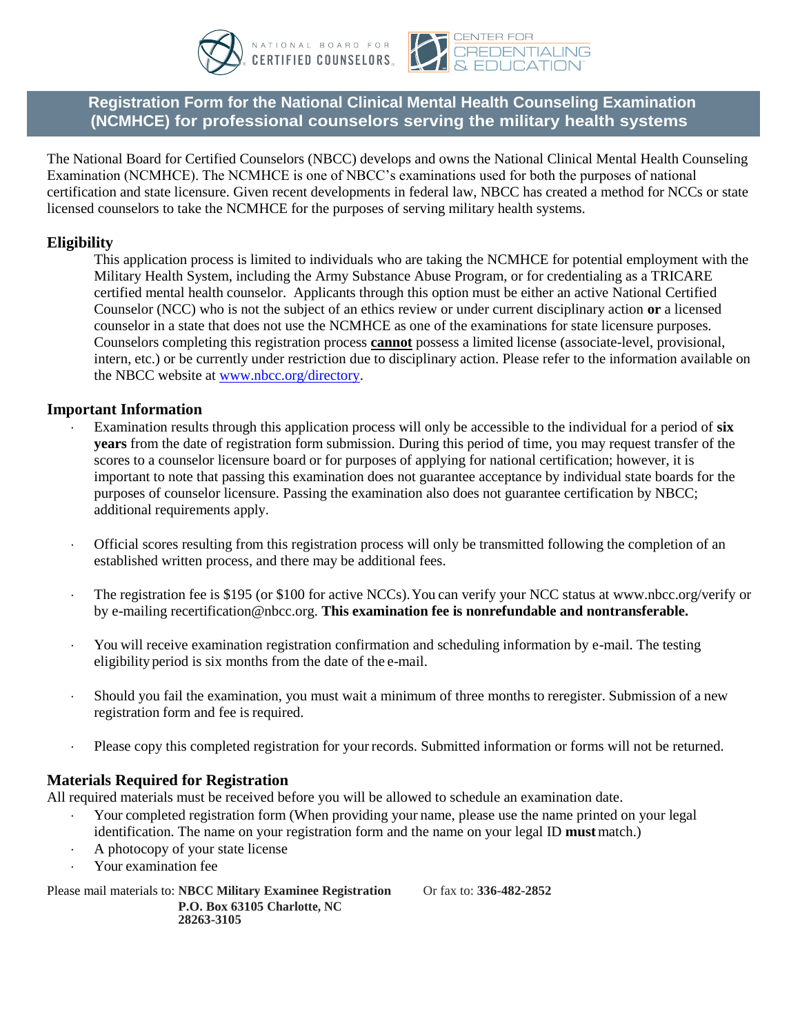NATIONAL BOARD FOR CERTIFIED COUNSELORS | CENTER FOR CREDENTIALING & EDUCATION

# Registration Form for the National Clinical Mental Health Counseling Examination (NCMHCE) for professional counselors serving the military health systems

The National Board for Certified Counselors (NBCC) develops and owns the National Clinical Mental Health Counseling Examination (NCMHCE). The NCMHCE is one of NBCC's examinations used for both the purposes of national certification and state licensure. Given recent developments in federal law, NBCC has created a method for NCCs or state licensed counselors to take the NCMHCE for the purposes of serving military health systems.

## Eligibility

This application process is limited to individuals who are taking the NCMHCE for potential employment with the Military Health System, including the Army Substance Abuse Program, or for credentialing as a TRICARE certified mental health counselor. Applicants through this option must be either an active National Certified Counselor (NCC) who is not the subject of an ethics review or under current disciplinary action **or** a licensed counselor in a state that does not use the NCMHCE as one of the examinations for state licensure purposes. Counselors completing this registration process **cannot** possess a limited license (associate-level, provisional, intern, etc.) or be currently under restriction due to disciplinary action. Please refer to the information available on the NBCC website at www.nbcc.org/directory.

## Important Information

- Examination results through this application process will only be accessible to the individual for a period of **six years** from the date of registration form submission. During this period of time, you may request transfer of the scores to a counselor licensure board or for purposes of applying for national certification; however, it is important to note that passing this examination does not guarantee acceptance by individual state boards for the purposes of counselor licensure. Passing the examination also does not guarantee certification by NBCC; additional requirements apply.
- Official scores resulting from this registration process will only be transmitted following the completion of an established written process, and there may be additional fees.
- The registration fee is $195 (or $100 for active NCCs). You can verify your NCC status at www.nbcc.org/verify or by e-mailing recertification@nbcc.org. **This examination fee is nonrefundable and nontransferable.**
- You will receive examination registration confirmation and scheduling information by e-mail. The testing eligibility period is six months from the date of the e-mail.
- Should you fail the examination, you must wait a minimum of three months to reregister. Submission of a new registration form and fee is required.
- Please copy this completed registration for your records. Submitted information or forms will not be returned.

## Materials Required for Registration

All required materials must be received before you will be allowed to schedule an examination date.

- Your completed registration form (When providing your name, please use the name printed on your legal identification. The name on your registration form and the name on your legal ID **must** match.)
- A photocopy of your state license
- Your examination fee

Please mail materials to: **NBCC Military Examinee Registration P.O. Box 63105 Charlotte, NC 28263-3105**

Or fax to: **336-482-2852**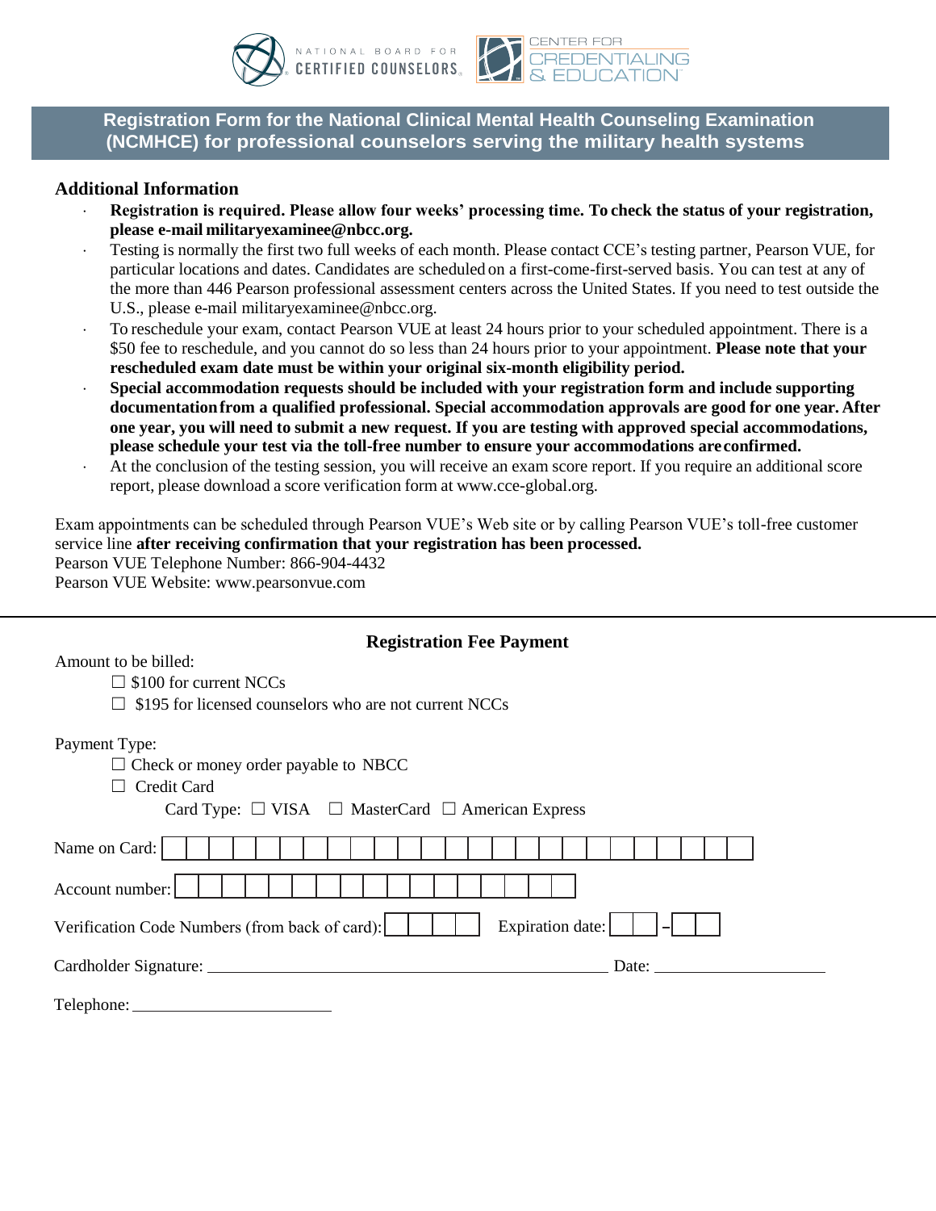NATIONAL BOARD FOR CERTIFIED COUNSELORS | CENTER FOR CREDENTIALING & EDUCATION

## Registration Form for the National Clinical Mental Health Counseling Examination (NCMHCE) for professional counselors serving the military health systems

### Additional Information

- **Registration is required. Please allow four weeks' processing time. To check the status of your registration, please e-mail militaryexaminee@nbcc.org.**
- Testing is normally the first two full weeks of each month. Please contact CCE's testing partner, Pearson VUE, for particular locations and dates. Candidates are scheduled on a first-come-first-served basis. You can test at any of the more than 446 Pearson professional assessment centers across the United States. If you need to test outside the U.S., please e-mail militaryexaminee@nbcc.org.
- To reschedule your exam, contact Pearson VUE at least 24 hours prior to your scheduled appointment. There is a $50 fee to reschedule, and you cannot do so less than 24 hours prior to your appointment. **Please note that your rescheduled exam date must be within your original six-month eligibility period.**
- **Special accommodation requests should be included with your registration form and include supporting documentation from a qualified professional. Special accommodation approvals are good for one year. After one year, you will need to submit a new request. If you are testing with approved special accommodations, please schedule your test via the toll-free number to ensure your accommodations are confirmed.**
- At the conclusion of the testing session, you will receive an exam score report. If you require an additional score report, please download a score verification form at www.cce-global.org.

Exam appointments can be scheduled through Pearson VUE's Web site or by calling Pearson VUE's toll-free customer service line **after receiving confirmation that your registration has been processed.**
Pearson VUE Telephone Number: 866-904-4432
Pearson VUE Website: www.pearsonvue.com

---

### Registration Fee Payment

Amount to be billed:

☐ $100 for current NCCs
☐ $195 for licensed counselors who are not current NCCs

Payment Type:

☐ Check or money order payable to NBCC
☐ Credit Card
Card Type: ☐ VISA ☐ MasterCard ☐ American Express

Name on Card: ______________________________

Account number: ______________________________

Verification Code Numbers (from back of card): ________ Expiration date: ____ – ____

Cardholder Signature: ______________________________ Date: ______________

Telephone: ______________________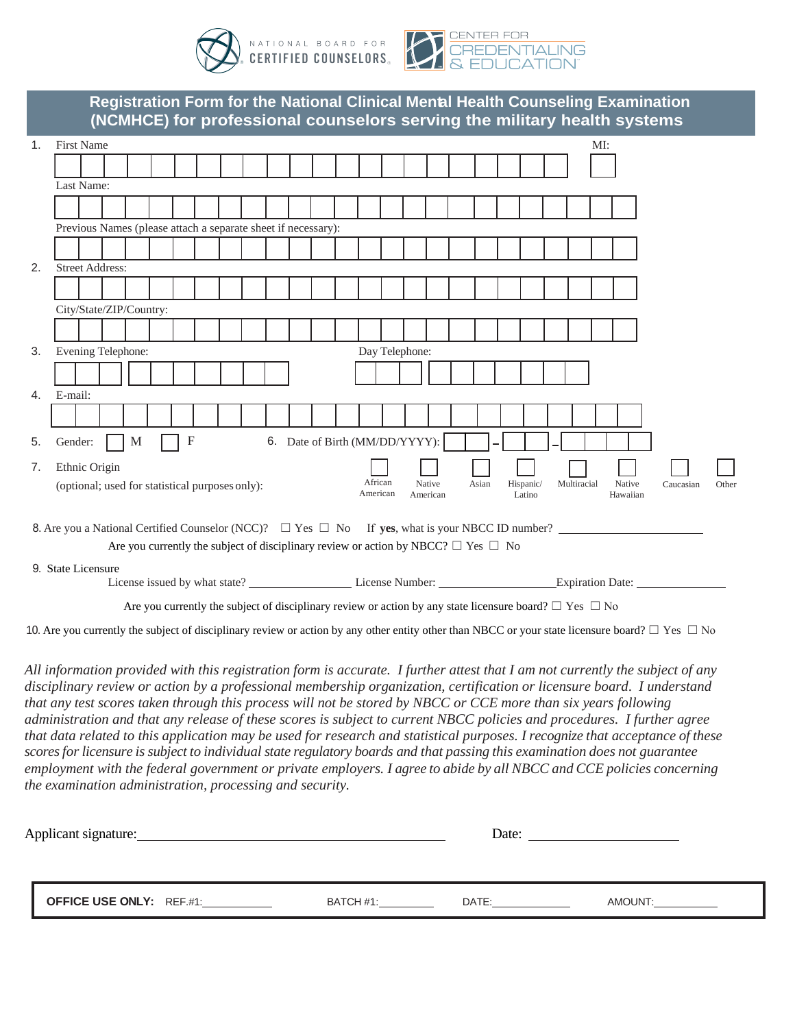NATIONAL BOARD FOR CERTIFIED COUNSELORS

CENTER FOR CREDENTIALING & EDUCATION

## Registration Form for the National Clinical Mental Health Counseling Examination (NCMHCE) for professional counselors serving the military health systems

1. First Name                MI:

   Last Name:

   Previous Names (please attach a separate sheet if necessary):

2. Street Address:

   City/State/ZIP/Country:

3. Evening Telephone:                Day Telephone:

4. E-mail:

5. Gender: ☐ M ☐ F
6. Date of Birth (MM/DD/YYYY): ___ – ___ – ___

7. Ethnic Origin
   (optional; used for statistical purposes only):
   ☐ African American ☐ Native American ☐ Asian ☐ Hispanic/Latino ☐ Multiracial ☐ Native Hawaiian ☐ Caucasian ☐ Other

8. Are you a National Certified Counselor (NCC)? ☐ Yes ☐ No If **yes**, what is your NBCC ID number? ____________

   Are you currently the subject of disciplinary review or action by NBCC? ☐ Yes ☐ No

9. State Licensure

   License issued by what state? ____________ License Number: ____________ Expiration Date: ____________

   Are you currently the subject of disciplinary review or action by any state licensure board? ☐ Yes ☐ No

10. Are you currently the subject of disciplinary review or action by any other entity other than NBCC or your state licensure board? ☐ Yes ☐ No

*All information provided with this registration form is accurate. I further attest that I am not currently the subject of any disciplinary review or action by a professional membership organization, certification or licensure board. I understand that any test scores taken through this process will not be stored by NBCC or CCE more than six years following administration and that any release of these scores is subject to current NBCC policies and procedures. I further agree that data related to this application may be used for research and statistical purposes. I recognize that acceptance of these scores for licensure is subject to individual state regulatory boards and that passing this examination does not guarantee employment with the federal government or private employers. I agree to abide by all NBCC and CCE policies concerning the examination administration, processing and security.*

Applicant signature: ______________________________ Date: ____________

**OFFICE USE ONLY:** REF.#1: ____________ BATCH #1: ____________ DATE: ____________ AMOUNT: ____________